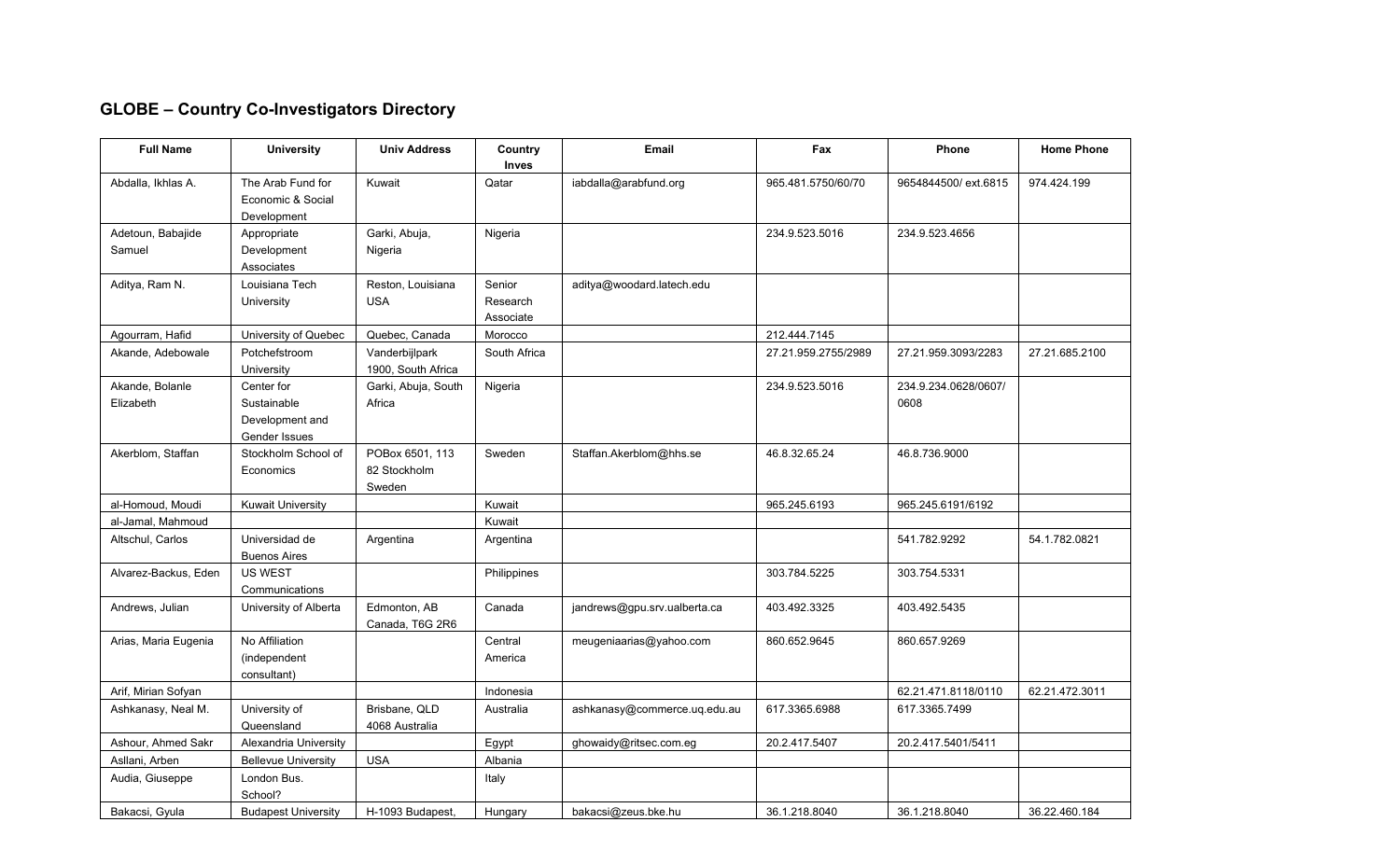## GLOBE – Country Co-Investigators Directory

| Full Name | University | Univ Address | Country Inves | Email | Fax | Phone | Home Phone |
|---|---|---|---|---|---|---|---|
| Abdalla, Ikhlas A. | The Arab Fund for Economic & Social Development | Kuwait | Qatar | iabdalla@arabfund.org | 965.481.5750/60/70 | 9654844500/ ext.6815 | 974.424.199 |
| Adetoun, Babajide Samuel | Appropriate Development Associates | Garki, Abuja, Nigeria | Nigeria | | 234.9.523.5016 | 234.9.523.4656 | |
| Aditya, Ram N. | Louisiana Tech University | Reston, Louisiana USA | Senior Research Associate | aditya@woodard.latech.edu | | | |
| Agourram, Hafid | University of Quebec | Quebec, Canada | Morocco | | 212.444.7145 | | |
| Akande, Adebowale | Potchefstroom University | Vanderbijlpark 1900, South Africa | South Africa | | 27.21.959.2755/2989 | 27.21.959.3093/2283 | 27.21.685.2100 |
| Akande, Bolanle Elizabeth | Center for Sustainable Development and Gender Issues | Garki, Abuja, South Africa | Nigeria | | 234.9.523.5016 | 234.9.234.0628/0607/ 0608 | |
| Akerblom, Staffan | Stockholm School of Economics | POBox 6501, 113 82 Stockholm Sweden | Sweden | Staffan.Akerblom@hhs.se | 46.8.32.65.24 | 46.8.736.9000 | |
| al-Homoud, Moudi | Kuwait University | | Kuwait | | 965.245.6193 | 965.245.6191/6192 | |
| al-Jamal, Mahmoud | | | Kuwait | | | | |
| Altschul, Carlos | Universidad de Buenos Aires | Argentina | Argentina | | | 541.782.9292 | 54.1.782.0821 |
| Alvarez-Backus, Eden | US WEST Communications | | Philippines | | 303.784.5225 | 303.754.5331 | |
| Andrews, Julian | University of Alberta | Edmonton, AB Canada, T6G 2R6 | Canada | jandrews@gpu.srv.ualberta.ca | 403.492.3325 | 403.492.5435 | |
| Arias, Maria Eugenia | No Affiliation (independent consultant) | | Central America | meugeniaarias@yahoo.com | 860.652.9645 | 860.657.9269 | |
| Arif, Mirian Sofyan | | | Indonesia | | | 62.21.471.8118/0110 | 62.21.472.3011 |
| Ashkanasy, Neal M. | University of Queensland | Brisbane, QLD 4068 Australia | Australia | ashkanasy@commerce.uq.edu.au | 617.3365.6988 | 617.3365.7499 | |
| Ashour, Ahmed Sakr | Alexandria University | | Egypt | ghowaidy@ritsec.com.eg | 20.2.417.5407 | 20.2.417.5401/5411 | |
| Asllani, Arben | Bellevue University | USA | Albania | | | | |
| Audia, Giuseppe | London Bus. School? | | Italy | | | | |
| Bakacsi, Gyula | Budapest University | H-1093 Budapest, | Hungary | bakacsi@zeus.bke.hu | 36.1.218.8040 | 36.1.218.8040 | 36.22.460.184 |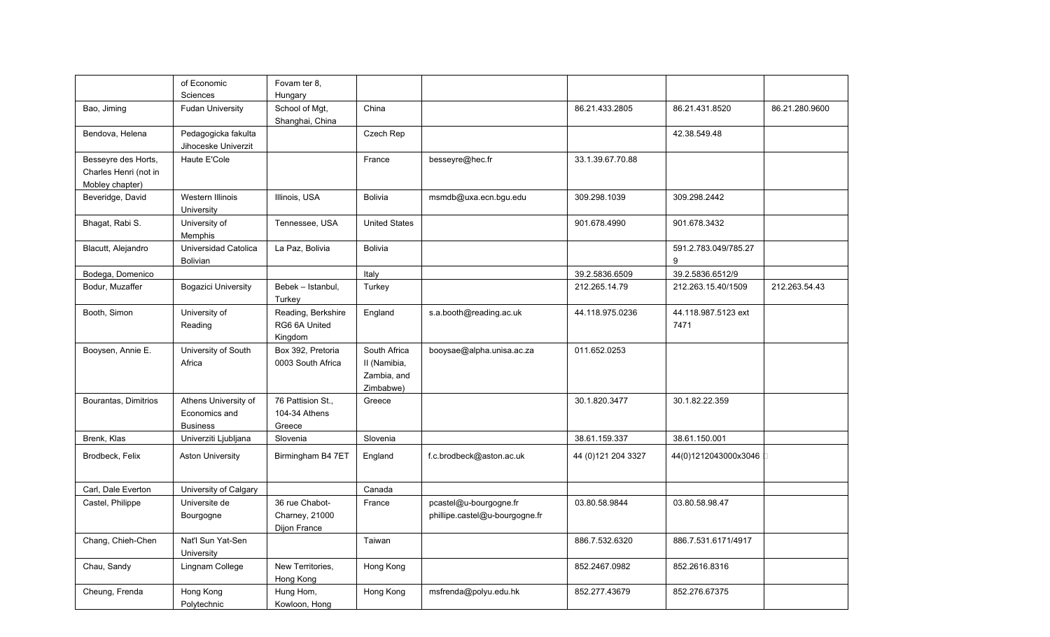|  |  |  |  |  |  |  |  |
|---|---|---|---|---|---|---|---|
|  | of Economic Sciences | Fovam ter 8, Hungary |  |  |  |  |  |
| Bao, Jiming | Fudan University | School of Mgt, Shanghai, China | China |  | 86.21.433.2805 | 86.21.431.8520 | 86.21.280.9600 |
| Bendova, Helena | Pedagogicka fakulta Jihoceske Univerzit |  | Czech Rep |  |  | 42.38.549.48 |  |
| Besseyre des Horts, Charles Henri (not in Mobley chapter) | Haute E'Cole |  | France | besseyre@hec.fr | 33.1.39.67.70.88 |  |  |
| Beveridge, David | Western Illinois University | Illinois, USA | Bolivia | msmdb@uxa.ecn.bgu.edu | 309.298.1039 | 309.298.2442 |  |
| Bhagat, Rabi S. | University of Memphis | Tennessee, USA | United States |  | 901.678.4990 | 901.678.3432 |  |
| Blacutt, Alejandro | Universidad Catolica Bolivian | La Paz, Bolivia | Bolivia |  |  | 591.2.783.049/785.279 |  |
| Bodega, Domenico |  |  | Italy |  | 39.2.5836.6509 | 39.2.5836.6512/9 |  |
| Bodur, Muzaffer | Bogazici University | Bebek – Istanbul, Turkey | Turkey |  | 212.265.14.79 | 212.263.15.40/1509 | 212.263.54.43 |
| Booth, Simon | University of Reading | Reading, Berkshire RG6 6A United Kingdom | England | s.a.booth@reading.ac.uk | 44.118.975.0236 | 44.118.987.5123 ext 7471 |  |
| Booysen, Annie E. | University of South Africa | Box 392, Pretoria 0003 South Africa | South Africa II (Namibia, Zambia, and Zimbabwe) | booysae@alpha.unisa.ac.za | 011.652.0253 |  |  |
| Bourantas, Dimitrios | Athens University of Economics and Business | 76 Pattision St., 104-34 Athens Greece | Greece |  | 30.1.820.3477 | 30.1.82.22.359 |  |
| Brenk, Klas | Univerziti Ljubljana | Slovenia | Slovenia |  | 38.61.159.337 | 38.61.150.001 |  |
| Brodbeck, Felix | Aston University | Birmingham B4 7ET | England | f.c.brodbeck@aston.ac.uk | 44 (0)121 204 3327 | 44(0)1212043000x3046 |  |
| Carl, Dale Everton | University of Calgary |  | Canada |  |  |  |  |
| Castel, Philippe | Universite de Bourgogne | 36 rue Chabot-Charney, 21000 Dijon France | France | pcastel@u-bourgogne.fr phillipe.castel@u-bourgogne.fr | 03.80.58.9844 | 03.80.58.98.47 |  |
| Chang, Chieh-Chen | Nat'l Sun Yat-Sen University |  | Taiwan |  | 886.7.532.6320 | 886.7.531.6171/4917 |  |
| Chau, Sandy | Lingnam College | New Territories, Hong Kong | Hong Kong |  | 852.2467.0982 | 852.2616.8316 |  |
| Cheung, Frenda | Hong Kong Polytechnic | Hung Hom, Kowloon, Hong | Hong Kong | msfrenda@polyu.edu.hk | 852.277.43679 | 852.276.67375 |  |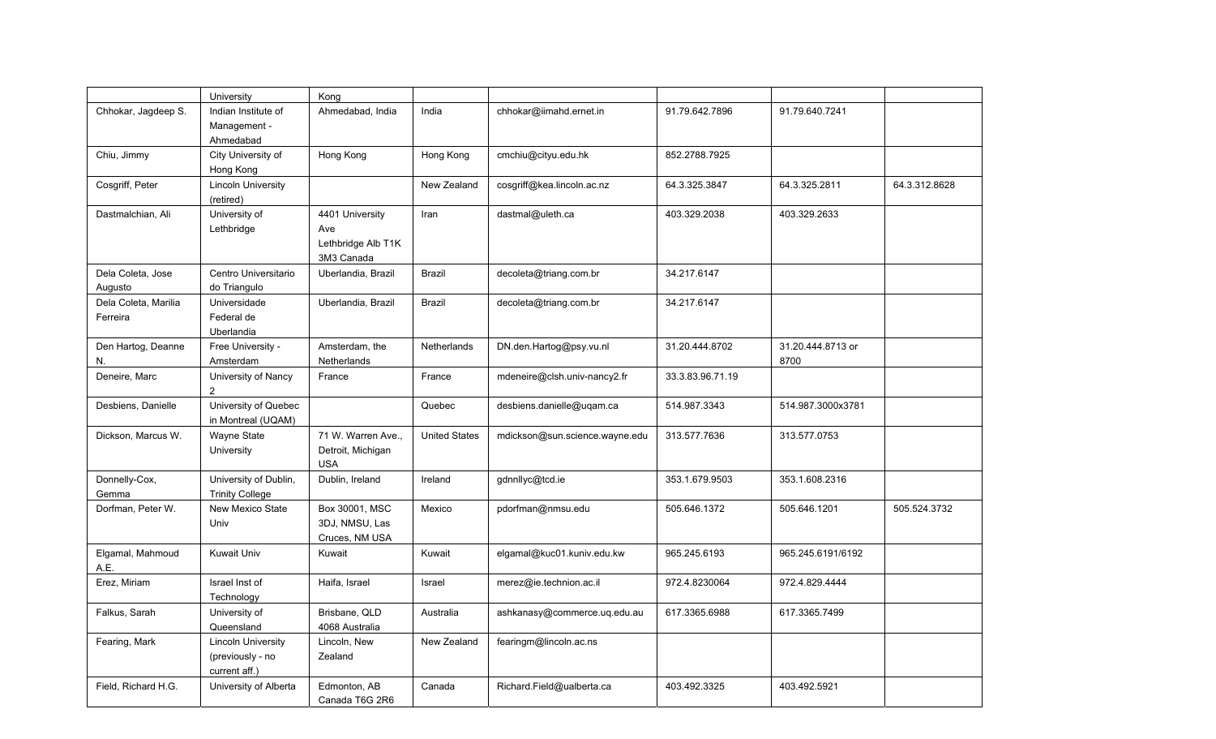| | | | | | | | |
|---|---|---|---|---|---|---|---|
| | University | Kong | | | | | |
| Chhokar, Jagdeep S. | Indian Institute of Management - Ahmedabad | Ahmedabad, India | India | chhokar@iimahd.ernet.in | 91.79.642.7896 | 91.79.640.7241 | |
| Chiu, Jimmy | City University of Hong Kong | Hong Kong | Hong Kong | cmchiu@cityu.edu.hk | 852.2788.7925 | | |
| Cosgriff, Peter | Lincoln University (retired) | | New Zealand | cosgriff@kea.lincoln.ac.nz | 64.3.325.3847 | 64.3.325.2811 | 64.3.312.8628 |
| Dastmalchian, Ali | University of Lethbridge | 4401 University Ave Lethbridge Alb T1K 3M3 Canada | Iran | dastmal@uleth.ca | 403.329.2038 | 403.329.2633 | |
| Dela Coleta, Jose Augusto | Centro Universitario do Triangulo | Uberlandia, Brazil | Brazil | decoleta@triang.com.br | 34.217.6147 | | |
| Dela Coleta, Marilia Ferreira | Universidade Federal de Uberlandia | Uberlandia, Brazil | Brazil | decoleta@triang.com.br | 34.217.6147 | | |
| Den Hartog, Deanne N. | Free University - Amsterdam | Amsterdam, the Netherlands | Netherlands | DN.den.Hartog@psy.vu.nl | 31.20.444.8702 | 31.20.444.8713 or 8700 | |
| Deneire, Marc | University of Nancy 2 | France | France | mdeneire@clsh.univ-nancy2.fr | 33.3.83.96.71.19 | | |
| Desbiens, Danielle | University of Quebec in Montreal (UQAM) | | Quebec | desbiens.danielle@uqam.ca | 514.987.3343 | 514.987.3000x3781 | |
| Dickson, Marcus W. | Wayne State University | 71 W. Warren Ave., Detroit, Michigan USA | United States | mdickson@sun.science.wayne.edu | 313.577.7636 | 313.577.0753 | |
| Donnelly-Cox, Gemma | University of Dublin, Trinity College | Dublin, Ireland | Ireland | gdnnllyc@tcd.ie | 353.1.679.9503 | 353.1.608.2316 | |
| Dorfman, Peter W. | New Mexico State Univ | Box 30001, MSC 3DJ, NMSU, Las Cruces, NM USA | Mexico | pdorfman@nmsu.edu | 505.646.1372 | 505.646.1201 | 505.524.3732 |
| Elgamal, Mahmoud A.E. | Kuwait Univ | Kuwait | Kuwait | elgamal@kuc01.kuniv.edu.kw | 965.245.6193 | 965.245.6191/6192 | |
| Erez, Miriam | Israel Inst of Technology | Haifa, Israel | Israel | merez@ie.technion.ac.il | 972.4.8230064 | 972.4.829.4444 | |
| Falkus, Sarah | University of Queensland | Brisbane, QLD 4068 Australia | Australia | ashkanasy@commerce.uq.edu.au | 617.3365.6988 | 617.3365.7499 | |
| Fearing, Mark | Lincoln University (previously - no current aff.) | Lincoln, New Zealand | New Zealand | fearingm@lincoln.ac.ns | | | |
| Field, Richard H.G. | University of Alberta | Edmonton, AB Canada T6G 2R6 | Canada | Richard.Field@ualberta.ca | 403.492.3325 | 403.492.5921 | |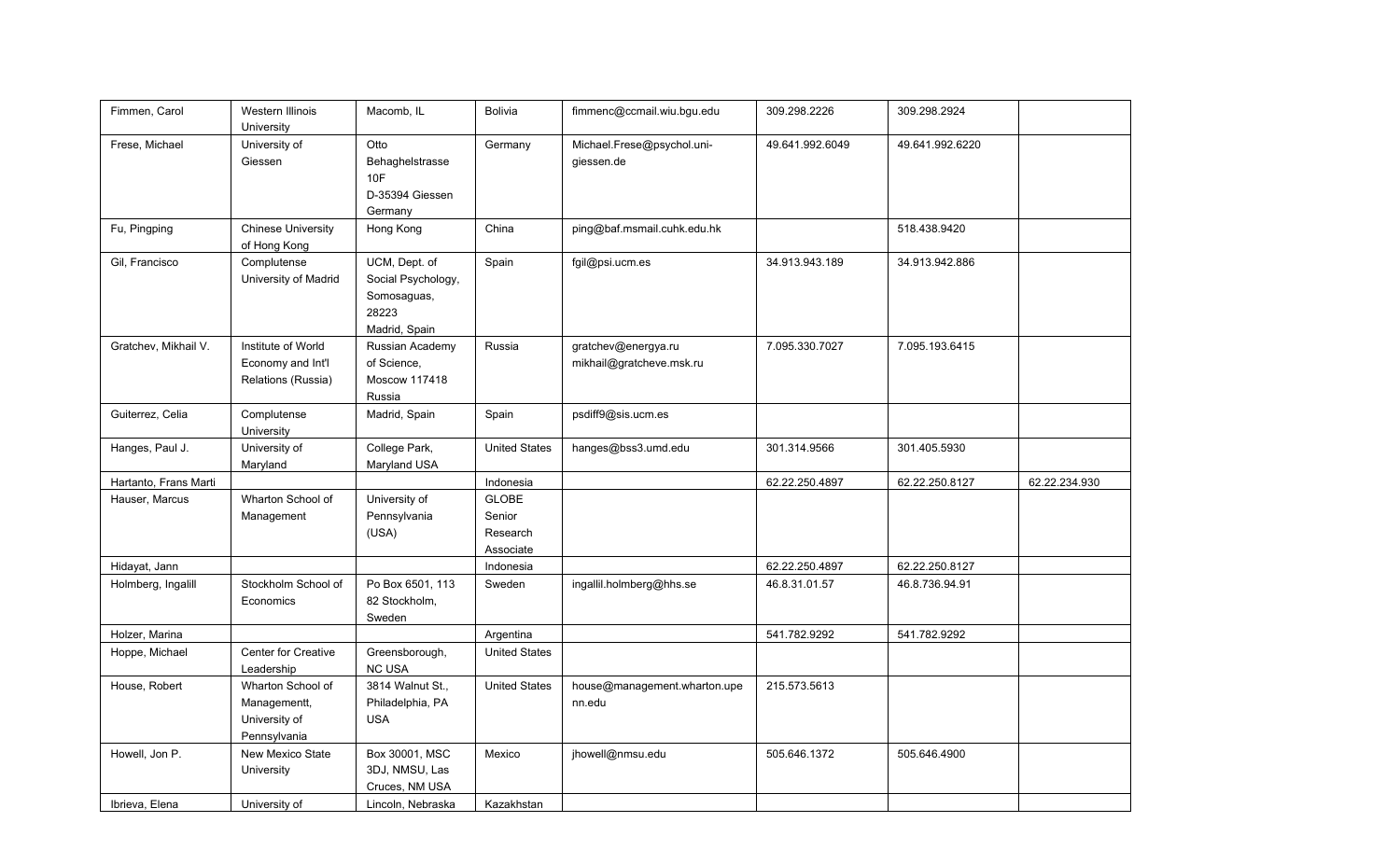| | | | | | | | |
|---|---|---|---|---|---|---|---|
| Fimmen, Carol | Western Illinois University | Macomb, IL | Bolivia | fimmenc@ccmail.wiu.bgu.edu | 309.298.2226 | 309.298.2924 | |
| Frese, Michael | University of Giessen | Otto Behaghelstrasse 10F D-35394 Giessen Germany | Germany | Michael.Frese@psychol.uni-giessen.de | 49.641.992.6049 | 49.641.992.6220 | |
| Fu, Pingping | Chinese University of Hong Kong | Hong Kong | China | ping@baf.msmail.cuhk.edu.hk | | 518.438.9420 | |
| Gil, Francisco | Complutense University of Madrid | UCM, Dept. of Social Psychology, Somosaguas, 28223 Madrid, Spain | Spain | fgil@psi.ucm.es | 34.913.943.189 | 34.913.942.886 | |
| Gratchev, Mikhail V. | Institute of World Economy and Int'l Relations (Russia) | Russian Academy of Science, Moscow 117418 Russia | Russia | gratchev@energya.ru mikhail@gratcheve.msk.ru | 7.095.330.7027 | 7.095.193.6415 | |
| Guiterrez, Celia | Complutense University | Madrid, Spain | Spain | psdiff9@sis.ucm.es | | | |
| Hanges, Paul J. | University of Maryland | College Park, Maryland USA | United States | hanges@bss3.umd.edu | 301.314.9566 | 301.405.5930 | |
| Hartanto, Frans Marti | | | Indonesia | | 62.22.250.4897 | 62.22.250.8127 | 62.22.234.930 |
| Hauser, Marcus | Wharton School of Management | University of Pennsylvania (USA) | GLOBE Senior Research Associate | | | | |
| Hidayat, Jann | | | Indonesia | | 62.22.250.4897 | 62.22.250.8127 | |
| Holmberg, Ingalill | Stockholm School of Economics | Po Box 6501, 113 82 Stockholm, Sweden | Sweden | ingallil.holmberg@hhs.se | 46.8.31.01.57 | 46.8.736.94.91 | |
| Holzer, Marina | | | Argentina | | 541.782.9292 | 541.782.9292 | |
| Hoppe, Michael | Center for Creative Leadership | Greensborough, NC USA | United States | | | | |
| House, Robert | Wharton School of Managementt, University of Pennsylvania | 3814 Walnut St., Philadelphia, PA USA | United States | house@management.wharton.upenn.edu | 215.573.5613 | | |
| Howell, Jon P. | New Mexico State University | Box 30001, MSC 3DJ, NMSU, Las Cruces, NM USA | Mexico | jhowell@nmsu.edu | 505.646.1372 | 505.646.4900 | |
| Ibrieva, Elena | University of | Lincoln, Nebraska | Kazakhstan | | | | |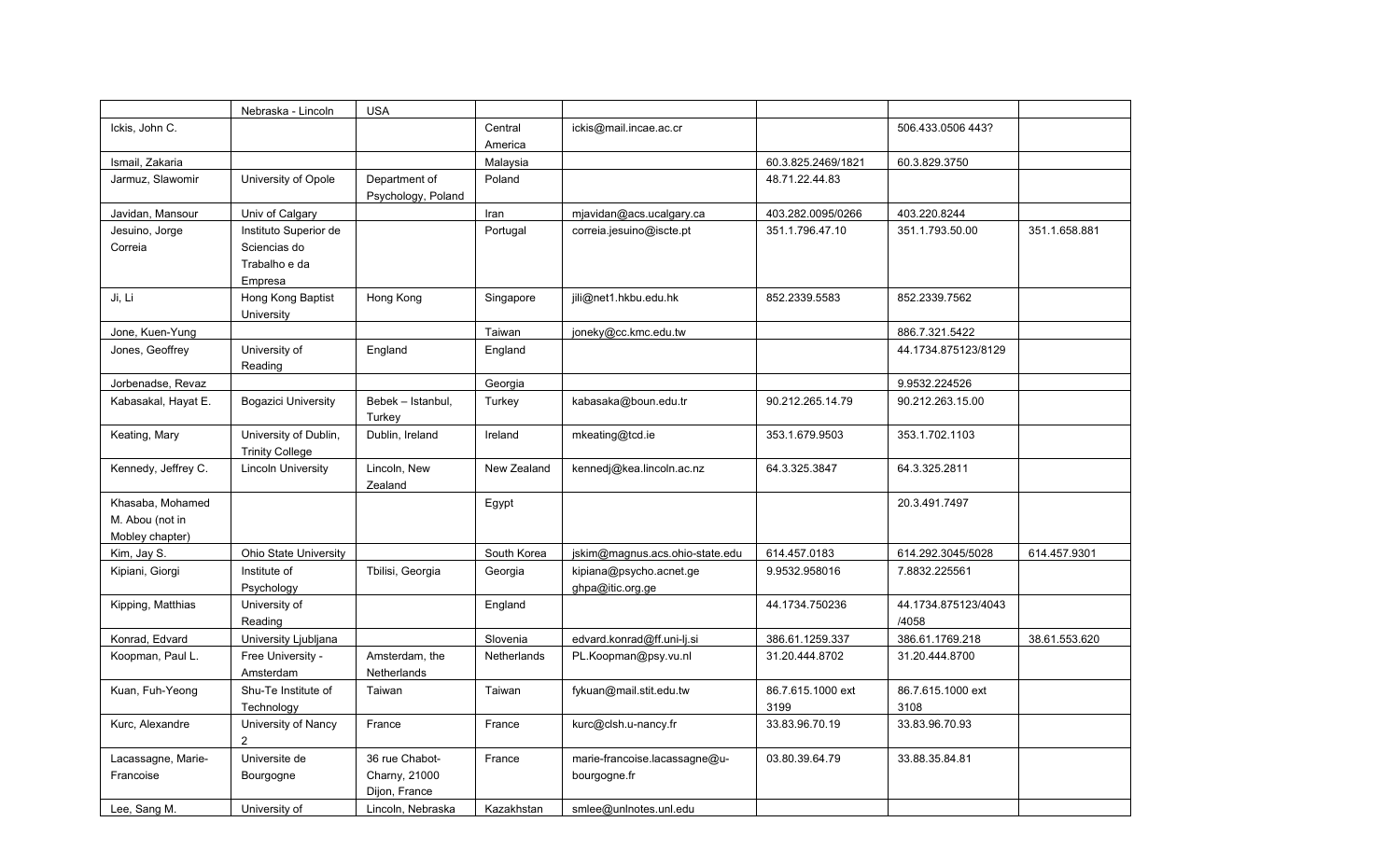| | | | | | | | |
|---|---|---|---|---|---|---|---|
| | Nebraska - Lincoln | USA | | | | | |
| Ickis, John C. | | | Central America | ickis@mail.incae.ac.cr | | 506.433.0506 443? | |
| Ismail, Zakaria | | | Malaysia | | 60.3.825.2469/1821 | 60.3.829.3750 | |
| Jarmuz, Slawomir | University of Opole | Department of Psychology, Poland | Poland | | 48.71.22.44.83 | | |
| Javidan, Mansour | Univ of Calgary | | Iran | mjavidan@acs.ucalgary.ca | 403.282.0095/0266 | 403.220.8244 | |
| Jesuino, Jorge Correia | Instituto Superior de Sciencias do Trabalho e da Empresa | | Portugal | correia.jesuino@iscte.pt | 351.1.796.47.10 | 351.1.793.50.00 | 351.1.658.881 |
| Ji, Li | Hong Kong Baptist University | Hong Kong | Singapore | jili@net1.hkbu.edu.hk | 852.2339.5583 | 852.2339.7562 | |
| Jone, Kuen-Yung | | | Taiwan | joneky@cc.kmc.edu.tw | | 886.7.321.5422 | |
| Jones, Geoffrey | University of Reading | England | England | | | 44.1734.875123/8129 | |
| Jorbenadse, Revaz | | | Georgia | | | 9.9532.224526 | |
| Kabasakal, Hayat E. | Bogazici University | Bebek – Istanbul, Turkey | Turkey | kabasaka@boun.edu.tr | 90.212.265.14.79 | 90.212.263.15.00 | |
| Keating, Mary | University of Dublin, Trinity College | Dublin, Ireland | Ireland | mkeating@tcd.ie | 353.1.679.9503 | 353.1.702.1103 | |
| Kennedy, Jeffrey C. | Lincoln University | Lincoln, New Zealand | New Zealand | kennedj@kea.lincoln.ac.nz | 64.3.325.3847 | 64.3.325.2811 | |
| Khasaba, Mohamed M. Abou (not in Mobley chapter) | | | Egypt | | | 20.3.491.7497 | |
| Kim, Jay S. | Ohio State University | | South Korea | jskim@magnus.acs.ohio-state.edu | 614.457.0183 | 614.292.3045/5028 | 614.457.9301 |
| Kipiani, Giorgi | Institute of Psychology | Tbilisi, Georgia | Georgia | kipiana@psycho.acnet.ge ghpa@itic.org.ge | 9.9532.958016 | 7.8832.225561 | |
| Kipping, Matthias | University of Reading | | England | | 44.1734.750236 | 44.1734.875123/4043 /4058 | |
| Konrad, Edvard | University Ljubljana | | Slovenia | edvard.konrad@ff.uni-lj.si | 386.61.1259.337 | 386.61.1769.218 | 38.61.553.620 |
| Koopman, Paul L. | Free University - Amsterdam | Amsterdam, the Netherlands | Netherlands | PL.Koopman@psy.vu.nl | 31.20.444.8702 | 31.20.444.8700 | |
| Kuan, Fuh-Yeong | Shu-Te Institute of Technology | Taiwan | Taiwan | fykuan@mail.stit.edu.tw | 86.7.615.1000 ext 3199 | 86.7.615.1000 ext 3108 | |
| Kurc, Alexandre | University of Nancy 2 | France | France | kurc@clsh.u-nancy.fr | 33.83.96.70.19 | 33.83.96.70.93 | |
| Lacassagne, Marie-Francoise | Universite de Bourgogne | 36 rue Chabot-Charny, 21000 Dijon, France | France | marie-francoise.lacassagne@u-bourgogne.fr | 03.80.39.64.79 | 33.88.35.84.81 | |
| Lee, Sang M. | University of | Lincoln, Nebraska | Kazakhstan | smlee@unlnotes.unl.edu | | | |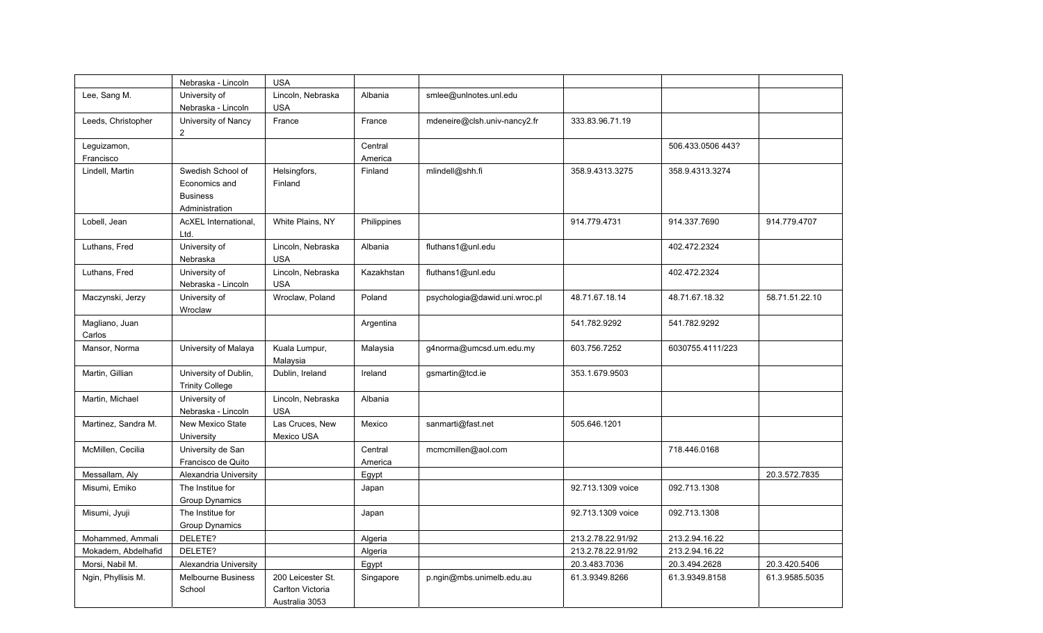| | | | | | | | |
|---|---|---|---|---|---|---|---|
| | Nebraska - Lincoln | USA | | | | | |
| Lee, Sang M. | University of Nebraska - Lincoln | Lincoln, Nebraska USA | Albania | smlee@unlnotes.unl.edu | | | |
| Leeds, Christopher | University of Nancy 2 | France | France | mdeneire@clsh.univ-nancy2.fr | 333.83.96.71.19 | | |
| Leguizamon, Francisco | | | Central America | | | 506.433.0506 443? | |
| Lindell, Martin | Swedish School of Economics and Business Administration | Helsingfors, Finland | Finland | mlindell@shh.fi | 358.9.4313.3275 | 358.9.4313.3274 | |
| Lobell, Jean | AcXEL International, Ltd. | White Plains, NY | Philippines | | 914.779.4731 | 914.337.7690 | 914.779.4707 |
| Luthans, Fred | University of Nebraska | Lincoln, Nebraska USA | Albania | fluthans1@unl.edu | | 402.472.2324 | |
| Luthans, Fred | University of Nebraska - Lincoln | Lincoln, Nebraska USA | Kazakhstan | fluthans1@unl.edu | | 402.472.2324 | |
| Maczynski, Jerzy | University of Wroclaw | Wroclaw, Poland | Poland | psychologia@dawid.uni.wroc.pl | 48.71.67.18.14 | 48.71.67.18.32 | 58.71.51.22.10 |
| Magliano, Juan Carlos | | | Argentina | | 541.782.9292 | 541.782.9292 | |
| Mansor, Norma | University of Malaya | Kuala Lumpur, Malaysia | Malaysia | g4norma@umcsd.um.edu.my | 603.756.7252 | 6030755.4111/223 | |
| Martin, Gillian | University of Dublin, Trinity College | Dublin, Ireland | Ireland | gsmartin@tcd.ie | 353.1.679.9503 | | |
| Martin, Michael | University of Nebraska - Lincoln | Lincoln, Nebraska USA | Albania | | | | |
| Martinez, Sandra M. | New Mexico State University | Las Cruces, New Mexico USA | Mexico | sanmarti@fast.net | 505.646.1201 | | |
| McMillen, Cecilia | University de San Francisco de Quito | | Central America | mcmcmillen@aol.com | | 718.446.0168 | |
| Messallam, Aly | Alexandria University | | Egypt | | | | 20.3.572.7835 |
| Misumi, Emiko | The Institue for Group Dynamics | | Japan | | 92.713.1309 voice | 092.713.1308 | |
| Misumi, Jyuji | The Institue for Group Dynamics | | Japan | | 92.713.1309 voice | 092.713.1308 | |
| Mohammed, Ammali | DELETE? | | Algeria | | 213.2.78.22.91/92 | 213.2.94.16.22 | |
| Mokadem, Abdelhafid | DELETE? | | Algeria | | 213.2.78.22.91/92 | 213.2.94.16.22 | |
| Morsi, Nabil M. | Alexandria University | | Egypt | | 20.3.483.7036 | 20.3.494.2628 | 20.3.420.5406 |
| Ngin, Phyllisis M. | Melbourne Business School | 200 Leicester St. Carlton Victoria Australia 3053 | Singapore | p.ngin@mbs.unimelb.edu.au | 61.3.9349.8266 | 61.3.9349.8158 | 61.3.9585.5035 |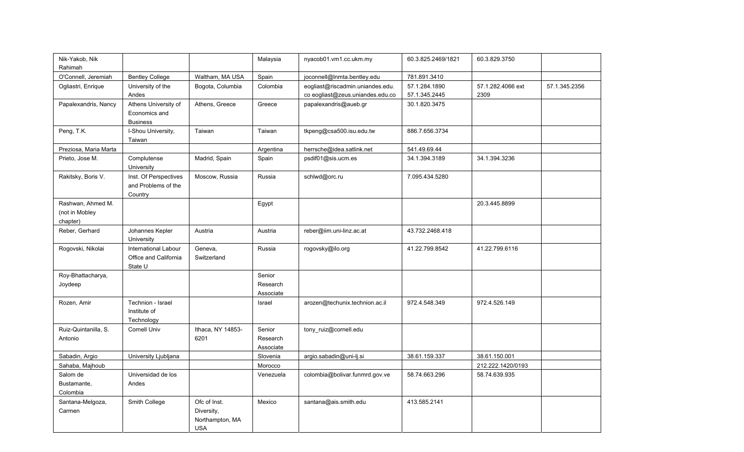| | | | | | | | |
|---|---|---|---|---|---|---|---|
| Nik-Yakob, Nik Rahimah | | | Malaysia | nyacob01.vm1.cc.ukm.my | 60.3.825.2469/1821 | 60.3.829.3750 | |
| O'Connell, Jeremiah | Bentley College | Waltham, MA USA | Spain | joconnell@lnmta.bentley.edu | 781.891.3410 | | |
| Ogliastri, Enrique | University of the Andes | Bogota, Columbia | Colombia | eogliast@riscadmin.uniandes.edu.co eogliast@zeus.uniandes.edu.co | 57.1.284.1890 57.1.345.2445 | 57.1.282.4066 ext 2309 | 57.1.345.2356 |
| Papalexandris, Nancy | Athens University of Economics and Business | Athens, Greece | Greece | papalexandris@aueb.gr | 30.1.820.3475 | | |
| Peng, T.K. | I-Shou University, Taiwan | Taiwan | Taiwan | tkpeng@csa500.isu.edu.tw | 886.7.656.3734 | | |
| Preziosa, Maria Marta | | | Argentina | herrsche@idea.satlink.net | 541.49.69.44 | | |
| Prieto, Jose M. | Complutense University | Madrid, Spain | Spain | psdif01@sis.ucm.es | 34.1.394.3189 | 34.1.394.3236 | |
| Rakitsky, Boris V. | Inst. Of Perspectives and Problems of the Country | Moscow, Russia | Russia | schlwd@orc.ru | 7.095.434.5280 | | |
| Rashwan, Ahmed M. (not in Mobley chapter) | | | Egypt | | | 20.3.445.8899 | |
| Reber, Gerhard | Johannes Kepler University | Austria | Austria | reber@iim.uni-linz.ac.at | 43.732.2468.418 | | |
| Rogovski, Nikolai | International Labour Office and California State U | Geneva, Switzerland | Russia | rogovsky@ilo.org | 41.22.799.8542 | 41.22.799.6116 | |
| Roy-Bhattacharya, Joydeep | | | Senior Research Associate | | | | |
| Rozen, Amir | Technion - Israel Institute of Technology | | Israel | arozen@techunix.technion.ac.il | 972.4.548.349 | 972.4.526.149 | |
| Ruiz-Quintanilla, S. Antonio | Cornell Univ | Ithaca, NY 14853-6201 | Senior Research Associate | tony_ruiz@cornell.edu | | | |
| Sabadin, Argio | University Ljubljana | | Slovenia | argio.sabadin@uni-lj.si | 38.61.159.337 | 38.61.150.001 | |
| Sahaba, Majhoub | | | Morocco | | | 212.222.1420/0193 | |
| Salom de Bustamante, Colombia | Universidad de los Andes | | Venezuela | colombia@bolivar.funmrd.gov.ve | 58.74.663.296 | 58.74.639.935 | |
| Santana-Melgoza, Carmen | Smith College | Ofc of Inst. Diversity, Northampton, MA USA | Mexico | santana@ais.smith.edu | 413.585.2141 | | |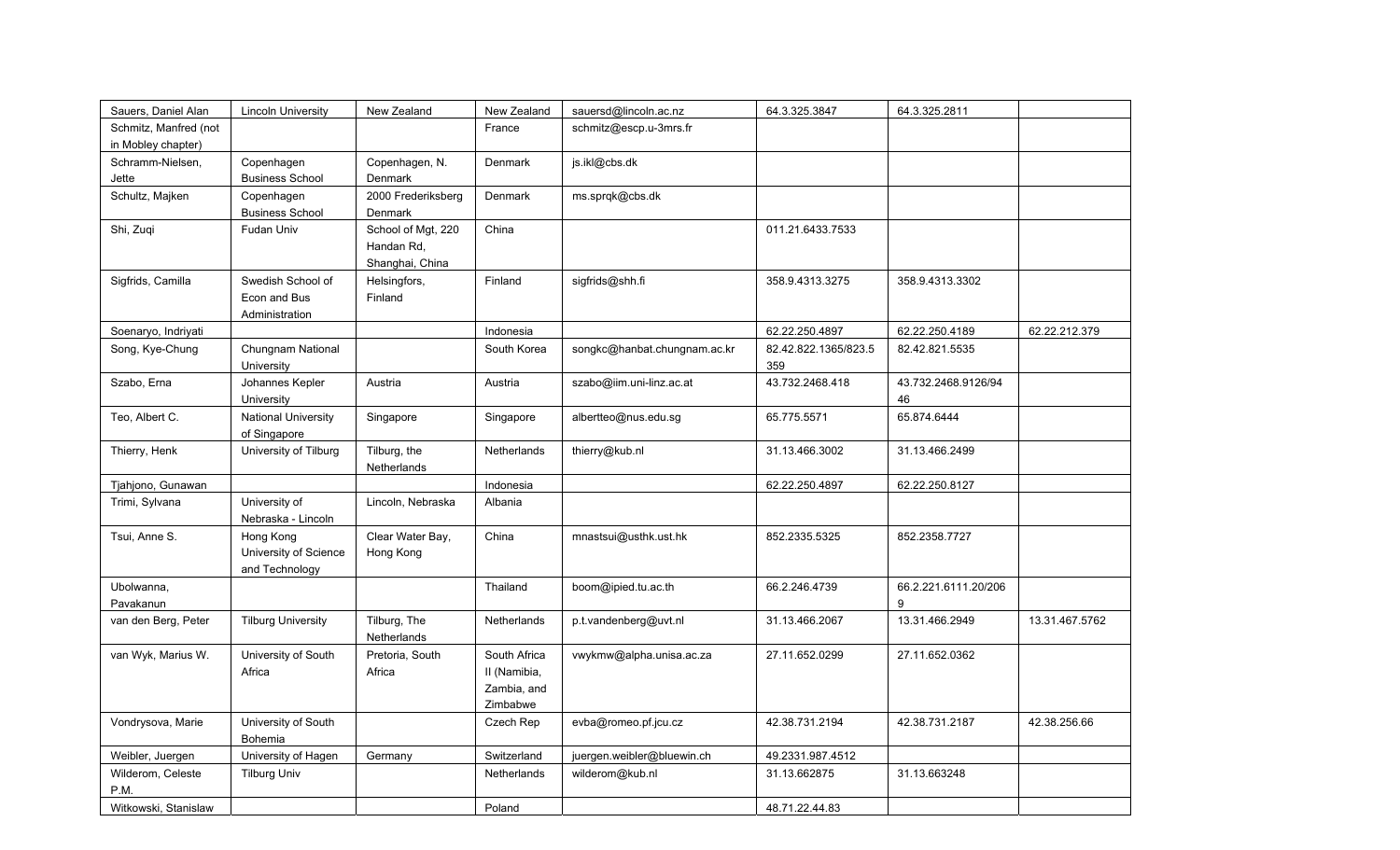| | | | | | | | |
|---|---|---|---|---|---|---|---|
| Sauers, Daniel Alan | Lincoln University | New Zealand | New Zealand | sauersd@lincoln.ac.nz | 64.3.325.3847 | 64.3.325.2811 | |
| Schmitz, Manfred (not in Mobley chapter) | | | France | schmitz@escp.u-3mrs.fr | | | |
| Schramm-Nielsen, Jette | Copenhagen Business School | Copenhagen, N. Denmark | Denmark | js.ikl@cbs.dk | | | |
| Schultz, Majken | Copenhagen Business School | 2000 Frederiksberg Denmark | Denmark | ms.sprqk@cbs.dk | | | |
| Shi, Zuqi | Fudan Univ | School of Mgt, 220 Handan Rd, Shanghai, China | China | | 011.21.6433.7533 | | |
| Sigfrids, Camilla | Swedish School of Econ and Bus Administration | Helsingfors, Finland | Finland | sigfrids@shh.fi | 358.9.4313.3275 | 358.9.4313.3302 | |
| Soenaryo, Indriyati | | | Indonesia | | 62.22.250.4897 | 62.22.250.4189 | 62.22.212.379 |
| Song, Kye-Chung | Chungnam National University | | South Korea | songkc@hanbat.chungnam.ac.kr | 82.42.822.1365/823.5 359 | 82.42.821.5535 | |
| Szabo, Erna | Johannes Kepler University | Austria | Austria | szabo@iim.uni-linz.ac.at | 43.732.2468.418 | 43.732.2468.9126/94 46 | |
| Teo, Albert C. | National University of Singapore | Singapore | Singapore | albertteo@nus.edu.sg | 65.775.5571 | 65.874.6444 | |
| Thierry, Henk | University of Tilburg | Tilburg, the Netherlands | Netherlands | thierry@kub.nl | 31.13.466.3002 | 31.13.466.2499 | |
| Tjahjono, Gunawan | | | Indonesia | | 62.22.250.4897 | 62.22.250.8127 | |
| Trimi, Sylvana | University of Nebraska - Lincoln | Lincoln, Nebraska | Albania | | | | |
| Tsui, Anne S. | Hong Kong University of Science and Technology | Clear Water Bay, Hong Kong | China | mnastsui@usthk.ust.hk | 852.2335.5325 | 852.2358.7727 | |
| Ubolwanna, Pavakanun | | | Thailand | boom@ipied.tu.ac.th | 66.2.246.4739 | 66.2.221.6111.20/206 9 | |
| van den Berg, Peter | Tilburg University | Tilburg, The Netherlands | Netherlands | p.t.vandenberg@uvt.nl | 31.13.466.2067 | 13.31.466.2949 | 13.31.467.5762 |
| van Wyk, Marius W. | University of South Africa | Pretoria, South Africa | South Africa II (Namibia, Zambia, and Zimbabwe | vwykmw@alpha.unisa.ac.za | 27.11.652.0299 | 27.11.652.0362 | |
| Vondrysova, Marie | University of South Bohemia | | Czech Rep | evba@romeo.pf.jcu.cz | 42.38.731.2194 | 42.38.731.2187 | 42.38.256.66 |
| Weibler, Juergen | University of Hagen | Germany | Switzerland | juergen.weibler@bluewin.ch | 49.2331.987.4512 | | |
| Wilderom, Celeste P.M. | Tilburg Univ | | Netherlands | wilderom@kub.nl | 31.13.662875 | 31.13.663248 | |
| Witkowski, Stanislaw | | | Poland | | 48.71.22.44.83 | | |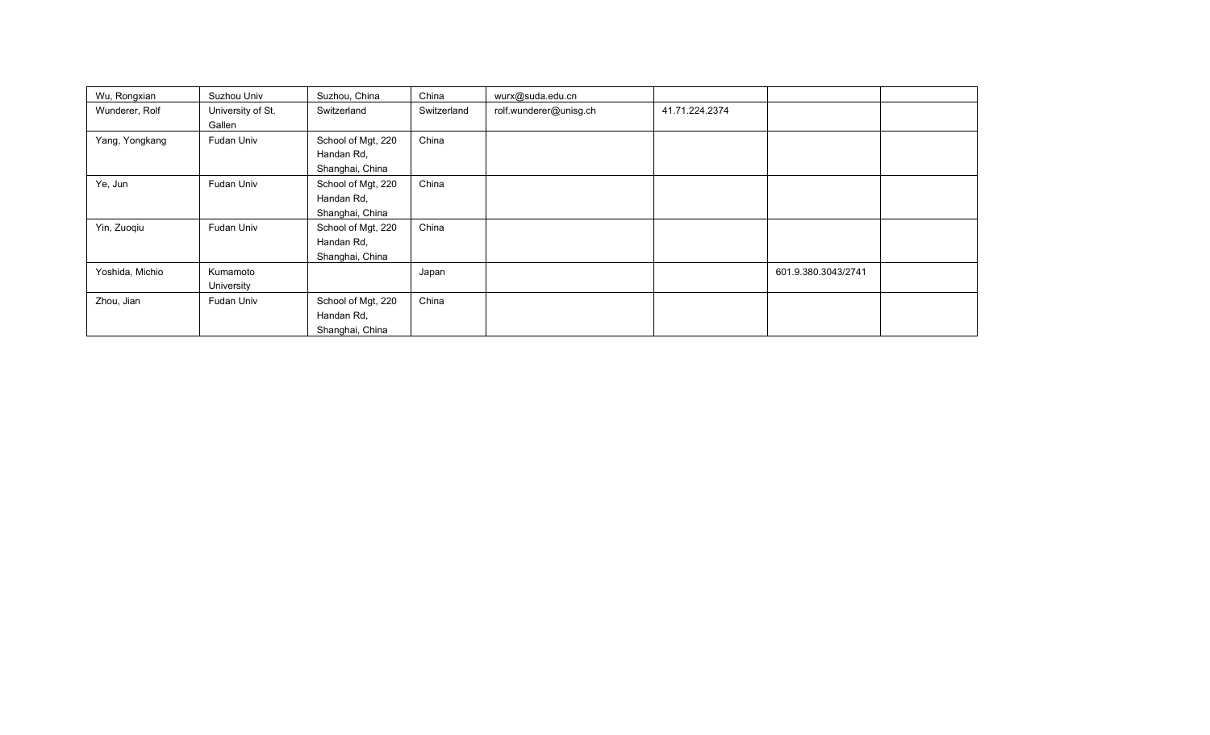| | | | | | | | |
|---|---|---|---|---|---|---|---|
| Wu, Rongxian | Suzhou Univ | Suzhou, China | China | wurx@suda.edu.cn | | | |
| Wunderer, Rolf | University of St. Gallen | Switzerland | Switzerland | rolf.wunderer@unisg.ch | 41.71.224.2374 | | |
| Yang, Yongkang | Fudan Univ | School of Mgt, 220 Handan Rd, Shanghai, China | China | | | | |
| Ye, Jun | Fudan Univ | School of Mgt, 220 Handan Rd, Shanghai, China | China | | | | |
| Yin, Zuoqiu | Fudan Univ | School of Mgt, 220 Handan Rd, Shanghai, China | China | | | | |
| Yoshida, Michio | Kumamoto University | | Japan | | | 601.9.380.3043/2741 | |
| Zhou, Jian | Fudan Univ | School of Mgt, 220 Handan Rd, Shanghai, China | China | | | | |